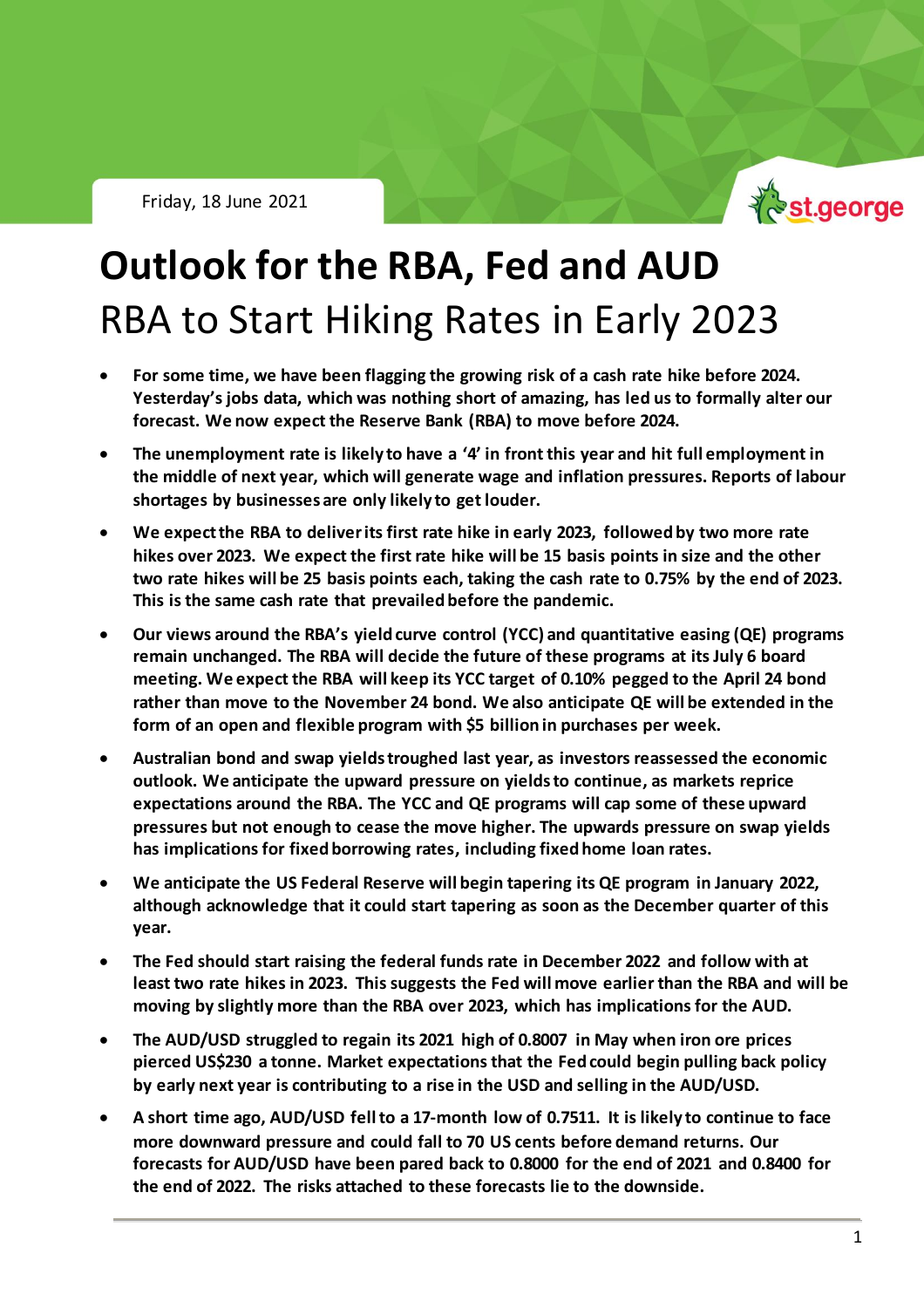Friday, 18 June 2021

# Outlook for the RBA, Fed and AUD

## RBA to Start Hiking Rates in Early 2023

- **For some time, we have been flagging the growing risk of a cash rate hike before 2024. Yesterday's jobs data, which was nothing short of amazing, has led us to formally alter our forecast. We now expect the Reserve Bank (RBA) to move before 2024.**
- **The unemployment rate is likely to have a '4' in front this year and hit full employment in the middle of next year, which will generate wage and inflation pressures. Reports of labour shortages by businesses are only likely to get louder.**
- **We expect the RBA to deliver its first rate hike in early 2023, followed by two more rate hikes over 2023. We expect the first rate hike will be 15 basis points in size and the other two rate hikes will be 25 basis points each, taking the cash rate to 0.75% by the end of 2023. This is the same cash rate that prevailed before the pandemic.**
- **Our views around the RBA's yield curve control (YCC) and quantitative easing (QE) programs remain unchanged. The RBA will decide the future of these programs at its July 6 board meeting. We expect the RBA will keep its YCC target of 0.10% pegged to the April 24 bond rather than move to the November 24 bond. We also anticipate QE will be extended in the form of an open and flexible program with $5 billion in purchases per week.**
- **Australian bond and swap yields troughed last year, as investors reassessed the economic outlook. We anticipate the upward pressure on yields to continue, as markets reprice expectations around the RBA. The YCC and QE programs will cap some of these upward pressures but not enough to cease the move higher. The upwards pressure on swap yields has implications for fixed borrowing rates, including fixed home loan rates.**
- **We anticipate the US Federal Reserve will begin tapering its QE program in January 2022, although acknowledge that it could start tapering as soon as the December quarter of this year.**
- **The Fed should start raising the federal funds rate in December 2022 and follow with at least two rate hikes in 2023. This suggests the Fed will move earlier than the RBA and will be moving by slightly more than the RBA over 2023, which has implications for the AUD.**
- **The AUD/USD struggled to regain its 2021 high of 0.8007 in May when iron ore prices pierced US$230 a tonne. Market expectations that the Fed could begin pulling back policy by early next year is contributing to a rise in the USD and selling in the AUD/USD.**
- **A short time ago, AUD/USD fell to a 17-month low of 0.7511. It is likely to continue to face more downward pressure and could fall to 70 US cents before demand returns. Our forecasts for AUD/USD have been pared back to 0.8000 for the end of 2021 and 0.8400 for the end of 2022. The risks attached to these forecasts lie to the downside.**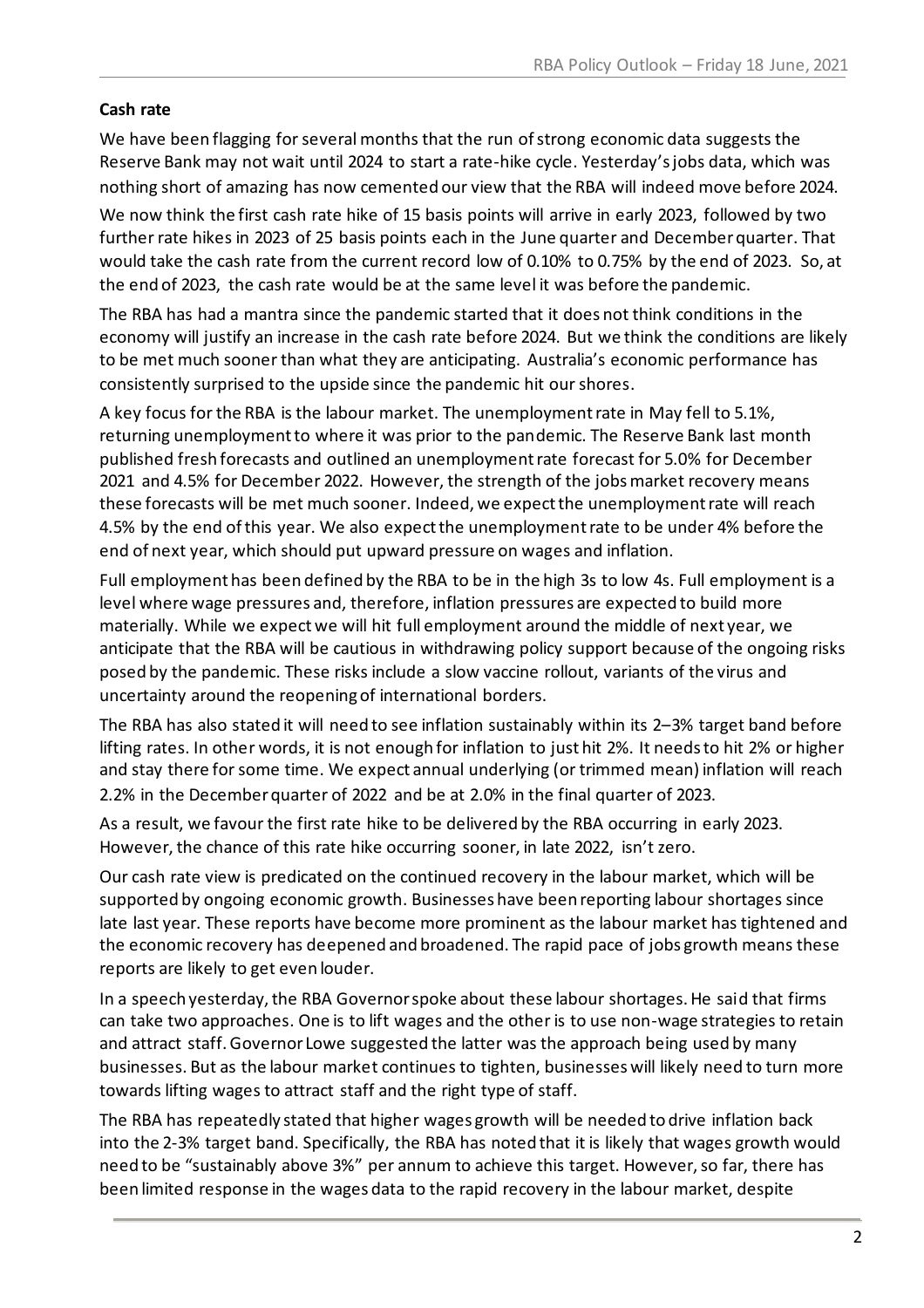**Cash rate**

We have been flagging for several months that the run of strong economic data suggests the Reserve Bank may not wait until 2024 to start a rate-hike cycle. Yesterday's jobs data, which was nothing short of amazing has now cemented our view that the RBA will indeed move before 2024.

We now think the first cash rate hike of 15 basis points will arrive in early 2023, followed by two further rate hikes in 2023 of 25 basis points each in the June quarter and December quarter. That would take the cash rate from the current record low of 0.10% to 0.75% by the end of 2023. So, at the end of 2023, the cash rate would be at the same level it was before the pandemic.

The RBA has had a mantra since the pandemic started that it does not think conditions in the economy will justify an increase in the cash rate before 2024. But we think the conditions are likely to be met much sooner than what they are anticipating. Australia's economic performance has consistently surprised to the upside since the pandemic hit our shores.

A key focus for the RBA is the labour market. The unemployment rate in May fell to 5.1%, returning unemployment to where it was prior to the pandemic. The Reserve Bank last month published fresh forecasts and outlined an unemployment rate forecast for 5.0% for December 2021 and 4.5% for December 2022. However, the strength of the jobs market recovery means these forecasts will be met much sooner. Indeed, we expect the unemployment rate will reach 4.5% by the end of this year. We also expect the unemployment rate to be under 4% before the end of next year, which should put upward pressure on wages and inflation.

Full employment has been defined by the RBA to be in the high 3s to low 4s. Full employment is a level where wage pressures and, therefore, inflation pressures are expected to build more materially. While we expect we will hit full employment around the middle of next year, we anticipate that the RBA will be cautious in withdrawing policy support because of the ongoing risks posed by the pandemic. These risks include a slow vaccine rollout, variants of the virus and uncertainty around the reopening of international borders.

The RBA has also stated it will need to see inflation sustainably within its 2–3% target band before lifting rates. In other words, it is not enough for inflation to just hit 2%. It needs to hit 2% or higher and stay there for some time. We expect annual underlying (or trimmed mean) inflation will reach 2.2% in the December quarter of 2022 and be at 2.0% in the final quarter of 2023.

As a result, we favour the first rate hike to be delivered by the RBA occurring in early 2023. However, the chance of this rate hike occurring sooner, in late 2022, isn't zero.

Our cash rate view is predicated on the continued recovery in the labour market, which will be supported by ongoing economic growth. Businesses have been reporting labour shortages since late last year. These reports have become more prominent as the labour market has tightened and the economic recovery has deepened and broadened. The rapid pace of jobs growth means these reports are likely to get even louder.

In a speech yesterday, the RBA Governor spoke about these labour shortages. He said that firms can take two approaches. One is to lift wages and the other is to use non-wage strategies to retain and attract staff. Governor Lowe suggested the latter was the approach being used by many businesses. But as the labour market continues to tighten, businesses will likely need to turn more towards lifting wages to attract staff and the right type of staff.

The RBA has repeatedly stated that higher wages growth will be needed to drive inflation back into the 2-3% target band. Specifically, the RBA has noted that it is likely that wages growth would need to be "sustainably above 3%" per annum to achieve this target. However, so far, there has been limited response in the wages data to the rapid recovery in the labour market, despite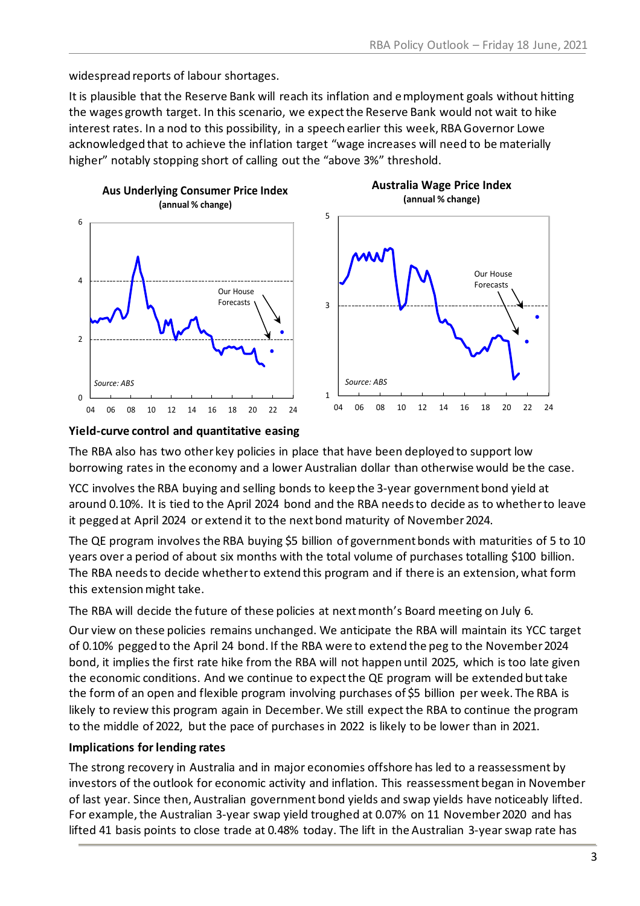widespread reports of labour shortages.

It is plausible that the Reserve Bank will reach its inflation and employment goals without hitting the wages growth target. In this scenario, we expect the Reserve Bank would not wait to hike interest rates. In a nod to this possibility, in a speech earlier this week, RBA Governor Lowe acknowledged that to achieve the inflation target "wage increases will need to be materially higher" notably stopping short of calling out the "above 3%" threshold.

**Aus Underlying Consumer Price Index**
**(annual % change)**

**Australia Wage Price Index**
**(annual % change)**

### Yield-curve control and quantitative easing

The RBA also has two other key policies in place that have been deployed to support low borrowing rates in the economy and a lower Australian dollar than otherwise would be the case.

YCC involves the RBA buying and selling bonds to keep the 3-year government bond yield at around 0.10%. It is tied to the April 2024 bond and the RBA needs to decide as to whether to leave it pegged at April 2024 or extend it to the next bond maturity of November 2024.

The QE program involves the RBA buying $5 billion of government bonds with maturities of 5 to 10 years over a period of about six months with the total volume of purchases totalling $100 billion. The RBA needs to decide whether to extend this program and if there is an extension, what form this extension might take.

The RBA will decide the future of these policies at next month's Board meeting on July 6.

Our view on these policies remains unchanged. We anticipate the RBA will maintain its YCC target of 0.10% pegged to the April 24 bond. If the RBA were to extend the peg to the November 2024 bond, it implies the first rate hike from the RBA will not happen until 2025, which is too late given the economic conditions. And we continue to expect the QE program will be extended but take the form of an open and flexible program involving purchases of $5 billion per week. The RBA is likely to review this program again in December. We still expect the RBA to continue the program to the middle of 2022, but the pace of purchases in 2022 is likely to be lower than in 2021.

### Implications for lending rates

The strong recovery in Australia and in major economies offshore has led to a reassessment by investors of the outlook for economic activity and inflation. This reassessment began in November of last year. Since then, Australian government bond yields and swap yields have noticeably lifted. For example, the Australian 3-year swap yield troughed at 0.07% on 11 November 2020 and has lifted 41 basis points to close trade at 0.48% today. The lift in the Australian 3-year swap rate has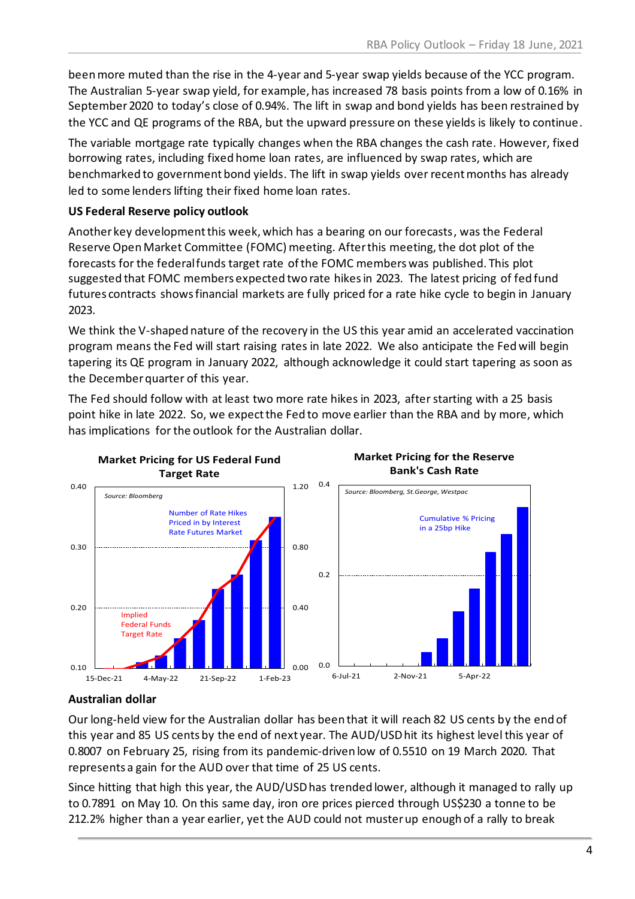been more muted than the rise in the 4-year and 5-year swap yields because of the YCC program. The Australian 5-year swap yield, for example, has increased 78 basis points from a low of 0.16% in September 2020 to today's close of 0.94%. The lift in swap and bond yields has been restrained by the YCC and QE programs of the RBA, but the upward pressure on these yields is likely to continue.

The variable mortgage rate typically changes when the RBA changes the cash rate. However, fixed borrowing rates, including fixed home loan rates, are influenced by swap rates, which are benchmarked to government bond yields. The lift in swap yields over recent months has already led to some lenders lifting their fixed home loan rates.

**US Federal Reserve policy outlook**

Another key development this week, which has a bearing on our forecasts, was the Federal Reserve Open Market Committee (FOMC) meeting. After this meeting, the dot plot of the forecasts for the federal funds target rate of the FOMC members was published. This plot suggested that FOMC members expected two rate hikes in 2023. The latest pricing of fed fund futures contracts shows financial markets are fully priced for a rate hike cycle to begin in January 2023.

We think the V-shaped nature of the recovery in the US this year amid an accelerated vaccination program means the Fed will start raising rates in late 2022. We also anticipate the Fed will begin tapering its QE program in January 2022, although acknowledge it could start tapering as soon as the December quarter of this year.

The Fed should follow with at least two more rate hikes in 2023, after starting with a 25 basis point hike in late 2022. So, we expect the Fed to move earlier than the RBA and by more, which has implications for the outlook for the Australian dollar.

**Market Pricing for US Federal Fund Target Rate**

Source: Bloomberg

Number of Rate Hikes Priced in by Interest Rate Futures Market; Implied Federal Funds Target Rate

**Market Pricing for the Reserve Bank's Cash Rate**

Source: Bloomberg, St.George, Westpac

Cumulative % Pricing in a 25bp Hike

**Australian dollar**

Our long-held view for the Australian dollar has been that it will reach 82 US cents by the end of this year and 85 US cents by the end of next year. The AUD/USD hit its highest level this year of 0.8007 on February 25, rising from its pandemic-driven low of 0.5510 on 19 March 2020. That represents a gain for the AUD over that time of 25 US cents.

Since hitting that high this year, the AUD/USD has trended lower, although it managed to rally up to 0.7891 on May 10. On this same day, iron ore prices pierced through US$230 a tonne to be 212.2% higher than a year earlier, yet the AUD could not muster up enough of a rally to break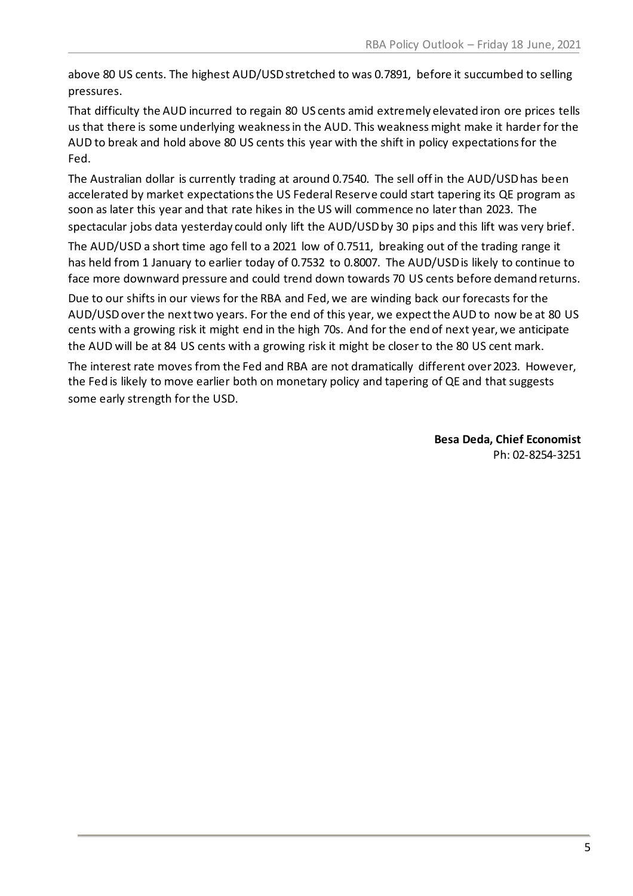above 80 US cents. The highest AUD/USD stretched to was 0.7891, before it succumbed to selling pressures.

That difficulty the AUD incurred to regain 80 US cents amid extremely elevated iron ore prices tells us that there is some underlying weakness in the AUD. This weakness might make it harder for the AUD to break and hold above 80 US cents this year with the shift in policy expectations for the Fed.

The Australian dollar is currently trading at around 0.7540. The sell off in the AUD/USD has been accelerated by market expectations the US Federal Reserve could start tapering its QE program as soon as later this year and that rate hikes in the US will commence no later than 2023. The spectacular jobs data yesterday could only lift the AUD/USD by 30 pips and this lift was very brief.

The AUD/USD a short time ago fell to a 2021 low of 0.7511, breaking out of the trading range it has held from 1 January to earlier today of 0.7532 to 0.8007. The AUD/USD is likely to continue to face more downward pressure and could trend down towards 70 US cents before demand returns.

Due to our shifts in our views for the RBA and Fed, we are winding back our forecasts for the AUD/USD over the next two years. For the end of this year, we expect the AUD to now be at 80 US cents with a growing risk it might end in the high 70s. And for the end of next year, we anticipate the AUD will be at 84 US cents with a growing risk it might be closer to the 80 US cent mark.

The interest rate moves from the Fed and RBA are not dramatically different over 2023. However, the Fed is likely to move earlier both on monetary policy and tapering of QE and that suggests some early strength for the USD.

**Besa Deda, Chief Economist**
Ph: 02-8254-3251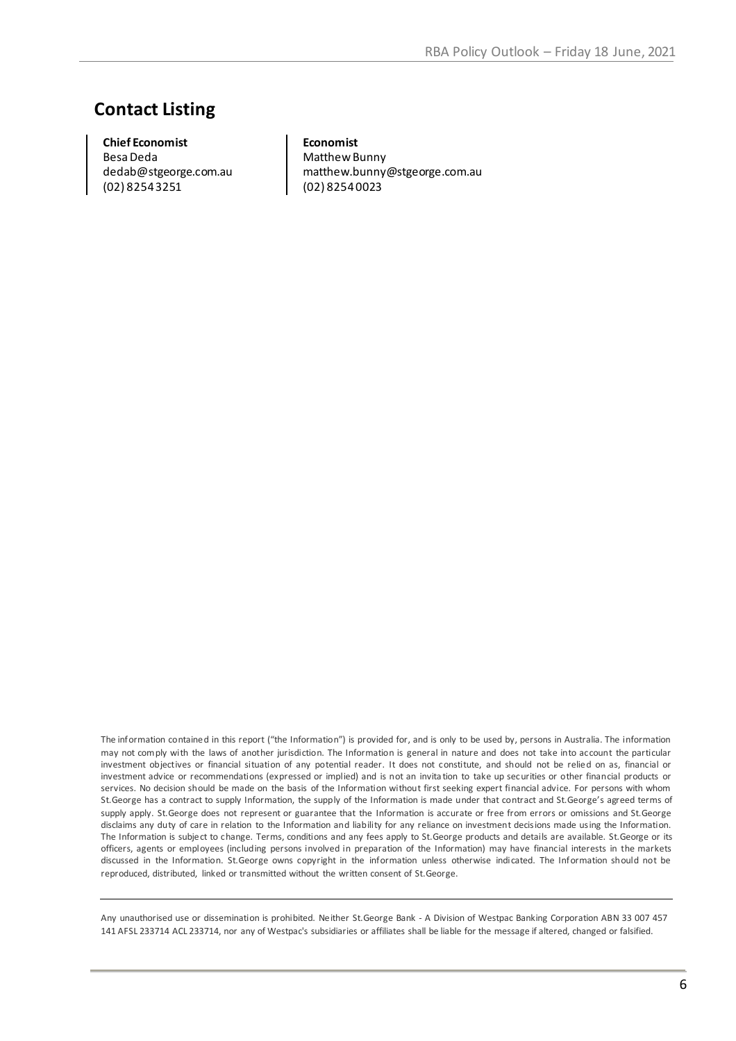## Contact Listing

**Chief Economist**
Besa Deda
dedab@stgeorge.com.au
(02) 8254 3251

**Economist**
Matthew Bunny
matthew.bunny@stgeorge.com.au
(02) 8254 0023

The information contained in this report ("the Information") is provided for, and is only to be used by, persons in Australia. The information may not comply with the laws of another jurisdiction. The Information is general in nature and does not take into account the particular investment objectives or financial situation of any potential reader. It does not constitute, and should not be relied on as, financial or investment advice or recommendations (expressed or implied) and is not an invitation to take up securities or other financial products or services. No decision should be made on the basis of the Information without first seeking expert financial advice. For persons with whom St.George has a contract to supply Information, the supply of the Information is made under that contract and St.George's agreed terms of supply apply. St.George does not represent or guarantee that the Information is accurate or free from errors or omissions and St.George disclaims any duty of care in relation to the Information and liability for any reliance on investment decisions made using the Information. The Information is subject to change. Terms, conditions and any fees apply to St.George products and details are available. St.George or its officers, agents or employees (including persons involved in preparation of the Information) may have financial interests in the markets discussed in the Information. St.George owns copyright in the information unless otherwise indicated. The Information should not be reproduced, distributed, linked or transmitted without the written consent of St.George.

Any unauthorised use or dissemination is prohibited. Neither St.George Bank - A Division of Westpac Banking Corporation ABN 33 007 457 141 AFSL 233714 ACL 233714, nor any of Westpac's subsidiaries or affiliates shall be liable for the message if altered, changed or falsified.